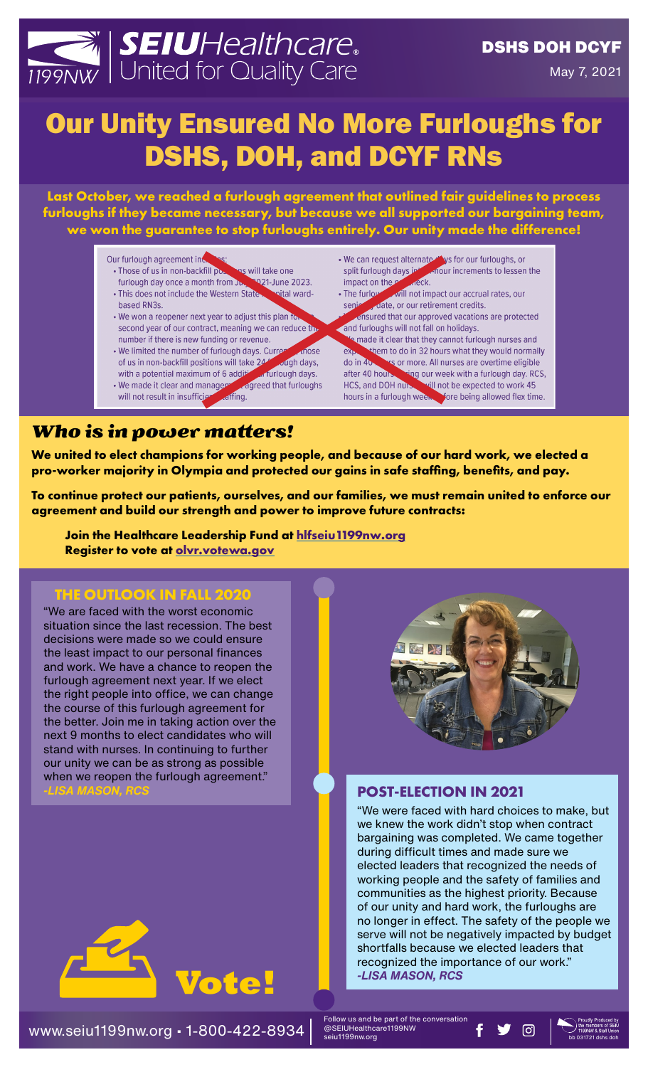SEIU Healthcare 1199NW | United for Quality Care

**DSHS DOH DCYF**

May 7, 2021

# Our Unity Ensured No More Furloughs for DSHS, DOH, and DCYF RNs

**Last October, we reached a furlough agreement that outlined fair guidelines to process furloughs if they became necessary, but because we all supported our bargaining team, we won the guarantee to stop furloughs entirely. Our unity made the difference!**

Our furlough agreement includes:

- Those of us in non-backfill positions will take one furlough day once a month from July 2021-June 2023.
- This does not include the Western State Hospital ward-based RN3s.
- We won a reopener next year to adjust this plan for the second year of our contract, meaning we can reduce the number if there is new funding or revenue.
- We limited the number of furlough days. Currently, those of us in non-backfill positions will take 24 furlough days, with a potential maximum of 6 additional furlough days.
- We made it clear and management agreed that furloughs will not result in insufficient staffing.
- We can request alternate days for our furloughs, or split furlough days into hour increments to lessen the impact on the paycheck.
- The furloughs will not impact our accrual rates, our seniority date, or our retirement credits.
- We ensured that our approved vacations are protected and furloughs will not fall on holidays.
- We made it clear that they cannot furlough nurses and expect them to do in 32 hours what they would normally do in 40 hours or more. All nurses are overtime eligible after 40 hours during our week with a furlough day. RCS, HCS, and DOH nurses will not be expected to work 45 hours in a furlough week before being allowed flex time.

## *Who is in power matters!*

**We united to elect champions for working people, and because of our hard work, we elected a pro-worker majority in Olympia and protected our gains in safe staffing, benefits, and pay.**

**To continue protect our patients, ourselves, and our families, we must remain united to enforce our agreement and build our strength and power to improve future contracts:**

**Join the Healthcare Leadership Fund at hlfseiu1199nw.org**
**Register to vote at olvr.votewa.gov**

### THE OUTLOOK IN FALL 2020

"We are faced with the worst economic situation since the last recession. The best decisions were made so we could ensure the least impact to our personal finances and work. We have a chance to reopen the furlough agreement next year. If we elect the right people into office, we can change the course of this furlough agreement for the better. Join me in taking action over the next 9 months to elect candidates who will stand with nurses. In continuing to further our unity we can be as strong as possible when we reopen the furlough agreement."
*-LISA MASON, RCS*

### POST-ELECTION IN 2021

"We were faced with hard choices to make, but we knew the work didn't stop when contract bargaining was completed. We came together during difficult times and made sure we elected leaders that recognized the needs of working people and the safety of families and communities as the highest priority. Because of our unity and hard work, the furloughs are no longer in effect. The safety of the people we serve will not be negatively impacted by budget shortfalls because we elected leaders that recognized the importance of our work."
*-LISA MASON, RCS*

**Vote!**

www.seiu1199nw.org • 1-800-422-8934

Follow us and be part of the conversation @SEIUHealthcare1199NW seiu1199nw.org

Proudly Produced by the members of SEIU 1199NW & Staff Union
bb 031721 dshs doh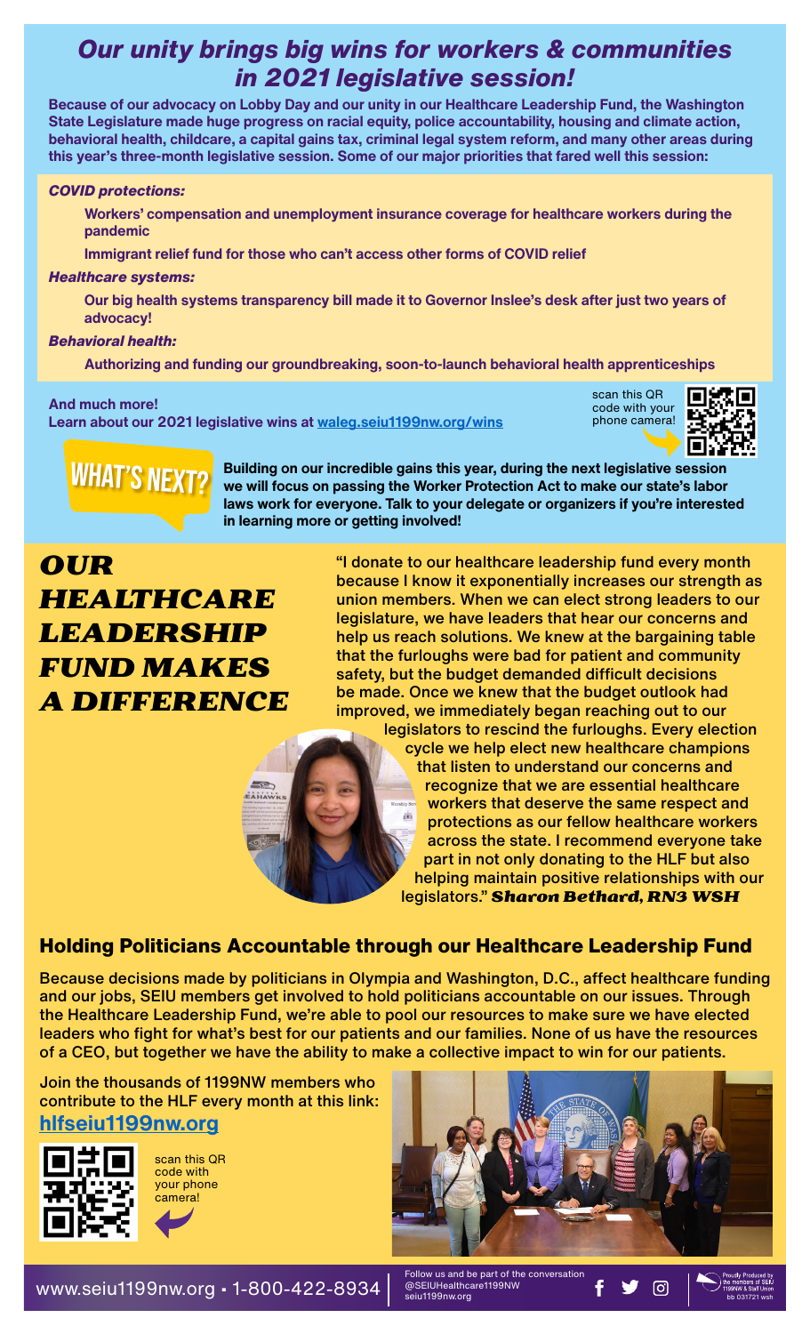# *Our unity brings big wins for workers & communities in 2021 legislative session!*

**Because of our advocacy on Lobby Day and our unity in our Healthcare Leadership Fund, the Washington State Legislature made huge progress on racial equity, police accountability, housing and climate action, behavioral health, childcare, a capital gains tax, criminal legal system reform, and many other areas during this year's three-month legislative session. Some of our major priorities that fared well this session:**

***COVID protections:***

**Workers' compensation and unemployment insurance coverage for healthcare workers during the pandemic**

**Immigrant relief fund for those who can't access other forms of COVID relief**

***Healthcare systems:***

**Our big health systems transparency bill made it to Governor Inslee's desk after just two years of advocacy!**

***Behavioral health:***

**Authorizing and funding our groundbreaking, soon-to-launch behavioral health apprenticeships**

**And much more!**
**Learn about our 2021 legislative wins at [waleg.seiu1199nw.org/wins](waleg.seiu1199nw.org/wins)**

scan this QR code with your phone camera!

## WHAT'S NEXT?

**Building on our incredible gains this year, during the next legislative session we will focus on passing the Worker Protection Act to make our state's labor laws work for everyone. Talk to your delegate or organizers if you're interested in learning more or getting involved!**

## *OUR HEALTHCARE LEADERSHIP FUND MAKES A DIFFERENCE*

**"I donate to our healthcare leadership fund every month because I know it exponentially increases our strength as union members. When we can elect strong leaders to our legislature, we have leaders that hear our concerns and help us reach solutions. We knew at the bargaining table that the furloughs were bad for patient and community safety, but the budget demanded difficult decisions be made. Once we knew that the budget outlook had improved, we immediately began reaching out to our legislators to rescind the furloughs. Every election cycle we help elect new healthcare champions that listen to understand our concerns and recognize that we are essential healthcare workers that deserve the same respect and protections as our fellow healthcare workers across the state. I recommend everyone take part in not only donating to the HLF but also helping maintain positive relationships with our legislators."** ***Sharon Bethard, RN3 WSH***

## Holding Politicians Accountable through our Healthcare Leadership Fund

Because decisions made by politicians in Olympia and Washington, D.C., affect healthcare funding and our jobs, SEIU members get involved to hold politicians accountable on our issues. Through the Healthcare Leadership Fund, we're able to pool our resources to make sure we have elected leaders who fight for what's best for our patients and our families. None of us have the resources of a CEO, but together we have the ability to make a collective impact to win for our patients.

Join the thousands of 1199NW members who contribute to the HLF every month at this link:
**[hlfseiu1199nw.org](hlfseiu1199nw.org)**

scan this QR code with your phone camera!

www.seiu1199nw.org • 1-800-422-8934

Follow us and be part of the conversation
@SEIUHealthcare1199NW
seiu1199nw.org

Proudly Produced by the members of SEIU 1199NW & Staff Union
bb 031721 wsh